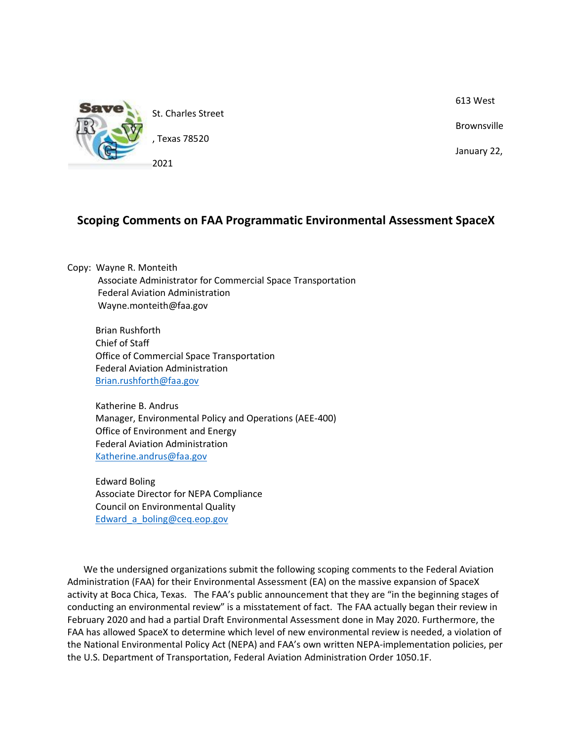613 West St. Charles Street

Brownsville, Texas 78520

January 22, 2021

## Scoping Comments on FAA Programmatic Environmental Assessment SpaceX

Copy: Wayne R. Monteith
Associate Administrator for Commercial Space Transportation
Federal Aviation Administration
Wayne.monteith@faa.gov

Brian Rushforth
Chief of Staff
Office of Commercial Space Transportation
Federal Aviation Administration
Brian.rushforth@faa.gov

Katherine B. Andrus
Manager, Environmental Policy and Operations (AEE-400)
Office of Environment and Energy
Federal Aviation Administration
Katherine.andrus@faa.gov

Edward Boling
Associate Director for NEPA Compliance
Council on Environmental Quality
Edward_a_boling@ceq.eop.gov

We the undersigned organizations submit the following scoping comments to the Federal Aviation Administration (FAA) for their Environmental Assessment (EA) on the massive expansion of SpaceX activity at Boca Chica, Texas. The FAA's public announcement that they are "in the beginning stages of conducting an environmental review" is a misstatement of fact. The FAA actually began their review in February 2020 and had a partial Draft Environmental Assessment done in May 2020. Furthermore, the FAA has allowed SpaceX to determine which level of new environmental review is needed, a violation of the National Environmental Policy Act (NEPA) and FAA's own written NEPA-implementation policies, per the U.S. Department of Transportation, Federal Aviation Administration Order 1050.1F.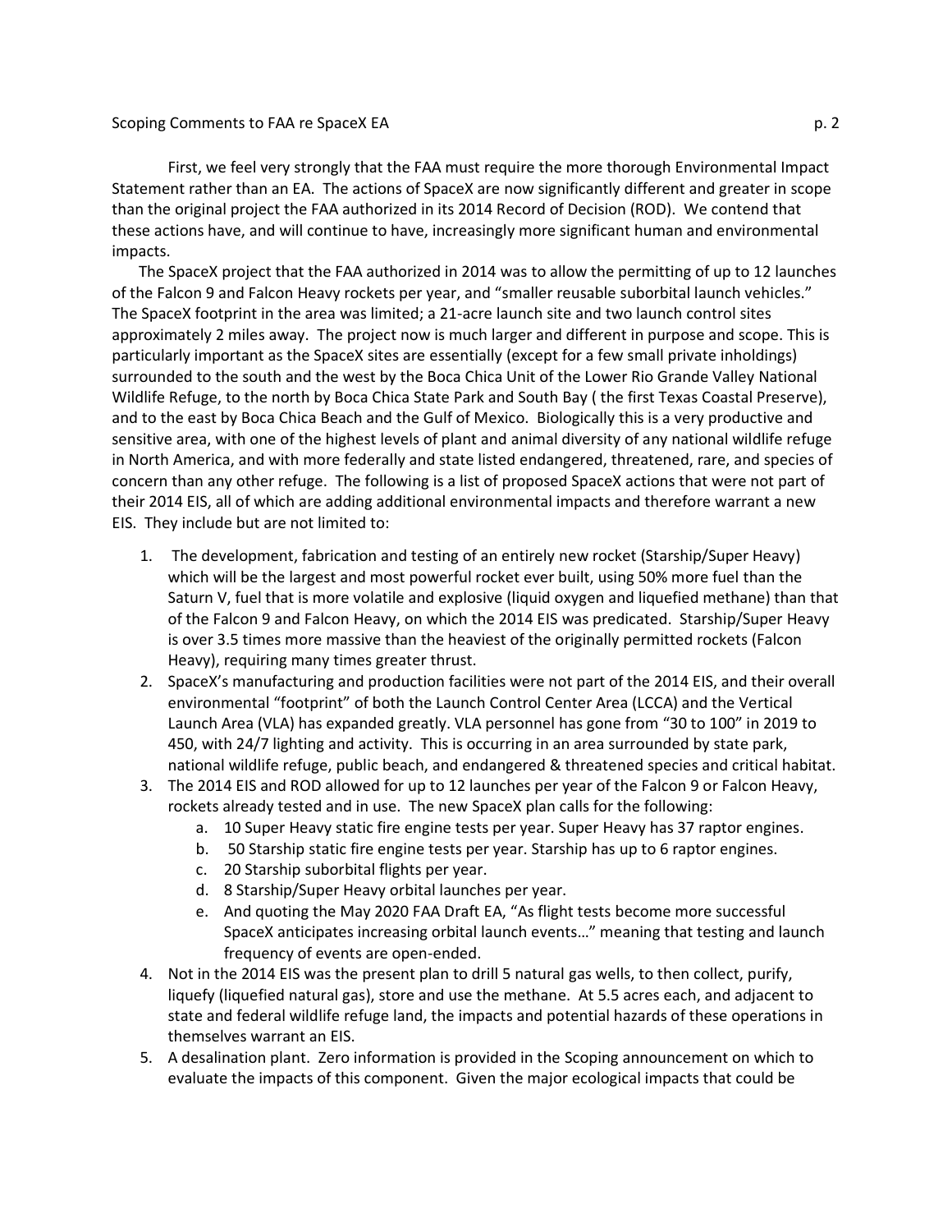First, we feel very strongly that the FAA must require the more thorough Environmental Impact Statement rather than an EA. The actions of SpaceX are now significantly different and greater in scope than the original project the FAA authorized in its 2014 Record of Decision (ROD). We contend that these actions have, and will continue to have, increasingly more significant human and environmental impacts.

The SpaceX project that the FAA authorized in 2014 was to allow the permitting of up to 12 launches of the Falcon 9 and Falcon Heavy rockets per year, and "smaller reusable suborbital launch vehicles." The SpaceX footprint in the area was limited; a 21-acre launch site and two launch control sites approximately 2 miles away. The project now is much larger and different in purpose and scope. This is particularly important as the SpaceX sites are essentially (except for a few small private inholdings) surrounded to the south and the west by the Boca Chica Unit of the Lower Rio Grande Valley National Wildlife Refuge, to the north by Boca Chica State Park and South Bay ( the first Texas Coastal Preserve), and to the east by Boca Chica Beach and the Gulf of Mexico. Biologically this is a very productive and sensitive area, with one of the highest levels of plant and animal diversity of any national wildlife refuge in North America, and with more federally and state listed endangered, threatened, rare, and species of concern than any other refuge. The following is a list of proposed SpaceX actions that were not part of their 2014 EIS, all of which are adding additional environmental impacts and therefore warrant a new EIS. They include but are not limited to:

1. The development, fabrication and testing of an entirely new rocket (Starship/Super Heavy) which will be the largest and most powerful rocket ever built, using 50% more fuel than the Saturn V, fuel that is more volatile and explosive (liquid oxygen and liquefied methane) than that of the Falcon 9 and Falcon Heavy, on which the 2014 EIS was predicated. Starship/Super Heavy is over 3.5 times more massive than the heaviest of the originally permitted rockets (Falcon Heavy), requiring many times greater thrust.
2. SpaceX's manufacturing and production facilities were not part of the 2014 EIS, and their overall environmental "footprint" of both the Launch Control Center Area (LCCA) and the Vertical Launch Area (VLA) has expanded greatly. VLA personnel has gone from "30 to 100" in 2019 to 450, with 24/7 lighting and activity. This is occurring in an area surrounded by state park, national wildlife refuge, public beach, and endangered & threatened species and critical habitat.
3. The 2014 EIS and ROD allowed for up to 12 launches per year of the Falcon 9 or Falcon Heavy, rockets already tested and in use. The new SpaceX plan calls for the following:
   a. 10 Super Heavy static fire engine tests per year. Super Heavy has 37 raptor engines.
   b. 50 Starship static fire engine tests per year. Starship has up to 6 raptor engines.
   c. 20 Starship suborbital flights per year.
   d. 8 Starship/Super Heavy orbital launches per year.
   e. And quoting the May 2020 FAA Draft EA, "As flight tests become more successful SpaceX anticipates increasing orbital launch events…" meaning that testing and launch frequency of events are open-ended.
4. Not in the 2014 EIS was the present plan to drill 5 natural gas wells, to then collect, purify, liquefy (liquefied natural gas), store and use the methane. At 5.5 acres each, and adjacent to state and federal wildlife refuge land, the impacts and potential hazards of these operations in themselves warrant an EIS.
5. A desalination plant. Zero information is provided in the Scoping announcement on which to evaluate the impacts of this component. Given the major ecological impacts that could be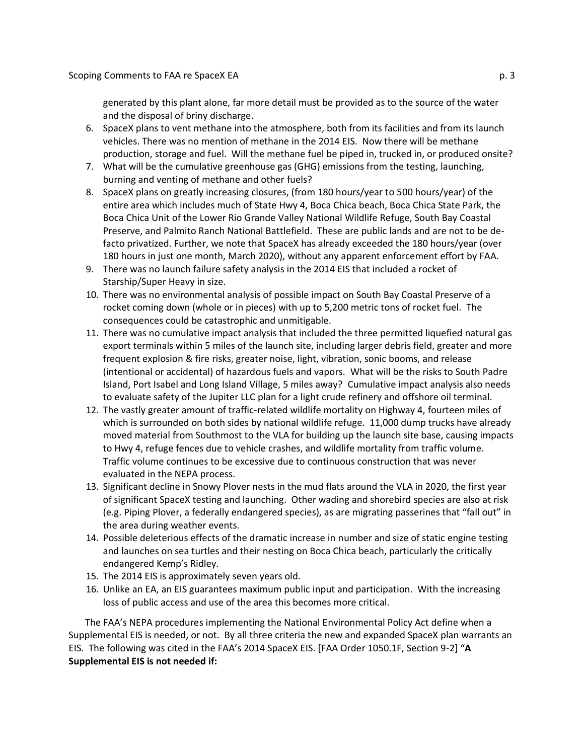generated by this plant alone, far more detail must be provided as to the source of the water and the disposal of briny discharge.

6. SpaceX plans to vent methane into the atmosphere, both from its facilities and from its launch vehicles. There was no mention of methane in the 2014 EIS. Now there will be methane production, storage and fuel. Will the methane fuel be piped in, trucked in, or produced onsite?
7. What will be the cumulative greenhouse gas (GHG) emissions from the testing, launching, burning and venting of methane and other fuels?
8. SpaceX plans on greatly increasing closures, (from 180 hours/year to 500 hours/year) of the entire area which includes much of State Hwy 4, Boca Chica beach, Boca Chica State Park, the Boca Chica Unit of the Lower Rio Grande Valley National Wildlife Refuge, South Bay Coastal Preserve, and Palmito Ranch National Battlefield. These are public lands and are not to be de-facto privatized. Further, we note that SpaceX has already exceeded the 180 hours/year (over 180 hours in just one month, March 2020), without any apparent enforcement effort by FAA.
9. There was no launch failure safety analysis in the 2014 EIS that included a rocket of Starship/Super Heavy in size.
10. There was no environmental analysis of possible impact on South Bay Coastal Preserve of a rocket coming down (whole or in pieces) with up to 5,200 metric tons of rocket fuel. The consequences could be catastrophic and unmitigable.
11. There was no cumulative impact analysis that included the three permitted liquefied natural gas export terminals within 5 miles of the launch site, including larger debris field, greater and more frequent explosion & fire risks, greater noise, light, vibration, sonic booms, and release (intentional or accidental) of hazardous fuels and vapors. What will be the risks to South Padre Island, Port Isabel and Long Island Village, 5 miles away? Cumulative impact analysis also needs to evaluate safety of the Jupiter LLC plan for a light crude refinery and offshore oil terminal.
12. The vastly greater amount of traffic-related wildlife mortality on Highway 4, fourteen miles of which is surrounded on both sides by national wildlife refuge. 11,000 dump trucks have already moved material from Southmost to the VLA for building up the launch site base, causing impacts to Hwy 4, refuge fences due to vehicle crashes, and wildlife mortality from traffic volume. Traffic volume continues to be excessive due to continuous construction that was never evaluated in the NEPA process.
13. Significant decline in Snowy Plover nests in the mud flats around the VLA in 2020, the first year of significant SpaceX testing and launching. Other wading and shorebird species are also at risk (e.g. Piping Plover, a federally endangered species), as are migrating passerines that "fall out" in the area during weather events.
14. Possible deleterious effects of the dramatic increase in number and size of static engine testing and launches on sea turtles and their nesting on Boca Chica beach, particularly the critically endangered Kemp's Ridley.
15. The 2014 EIS is approximately seven years old.
16. Unlike an EA, an EIS guarantees maximum public input and participation. With the increasing loss of public access and use of the area this becomes more critical.

The FAA's NEPA procedures implementing the National Environmental Policy Act define when a Supplemental EIS is needed, or not. By all three criteria the new and expanded SpaceX plan warrants an EIS. The following was cited in the FAA's 2014 SpaceX EIS. [FAA Order 1050.1F, Section 9-2] "**A Supplemental EIS is not needed if:**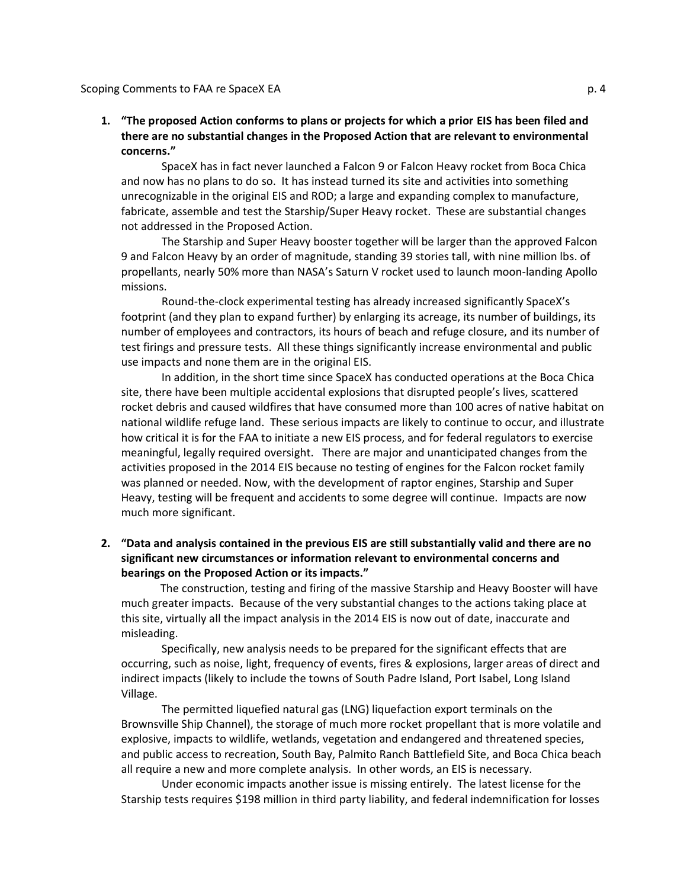1. **"The proposed Action conforms to plans or projects for which a prior EIS has been filed and there are no substantial changes in the Proposed Action that are relevant to environmental concerns."**

   SpaceX has in fact never launched a Falcon 9 or Falcon Heavy rocket from Boca Chica and now has no plans to do so. It has instead turned its site and activities into something unrecognizable in the original EIS and ROD; a large and expanding complex to manufacture, fabricate, assemble and test the Starship/Super Heavy rocket. These are substantial changes not addressed in the Proposed Action.

   The Starship and Super Heavy booster together will be larger than the approved Falcon 9 and Falcon Heavy by an order of magnitude, standing 39 stories tall, with nine million lbs. of propellants, nearly 50% more than NASA's Saturn V rocket used to launch moon-landing Apollo missions.

   Round-the-clock experimental testing has already increased significantly SpaceX's footprint (and they plan to expand further) by enlarging its acreage, its number of buildings, its number of employees and contractors, its hours of beach and refuge closure, and its number of test firings and pressure tests. All these things significantly increase environmental and public use impacts and none them are in the original EIS.

   In addition, in the short time since SpaceX has conducted operations at the Boca Chica site, there have been multiple accidental explosions that disrupted people's lives, scattered rocket debris and caused wildfires that have consumed more than 100 acres of native habitat on national wildlife refuge land. These serious impacts are likely to continue to occur, and illustrate how critical it is for the FAA to initiate a new EIS process, and for federal regulators to exercise meaningful, legally required oversight. There are major and unanticipated changes from the activities proposed in the 2014 EIS because no testing of engines for the Falcon rocket family was planned or needed. Now, with the development of raptor engines, Starship and Super Heavy, testing will be frequent and accidents to some degree will continue. Impacts are now much more significant.

2. **"Data and analysis contained in the previous EIS are still substantially valid and there are no significant new circumstances or information relevant to environmental concerns and bearings on the Proposed Action or its impacts."**

   The construction, testing and firing of the massive Starship and Heavy Booster will have much greater impacts. Because of the very substantial changes to the actions taking place at this site, virtually all the impact analysis in the 2014 EIS is now out of date, inaccurate and misleading.

   Specifically, new analysis needs to be prepared for the significant effects that are occurring, such as noise, light, frequency of events, fires & explosions, larger areas of direct and indirect impacts (likely to include the towns of South Padre Island, Port Isabel, Long Island Village.

   The permitted liquefied natural gas (LNG) liquefaction export terminals on the Brownsville Ship Channel), the storage of much more rocket propellant that is more volatile and explosive, impacts to wildlife, wetlands, vegetation and endangered and threatened species, and public access to recreation, South Bay, Palmito Ranch Battlefield Site, and Boca Chica beach all require a new and more complete analysis. In other words, an EIS is necessary.

   Under economic impacts another issue is missing entirely. The latest license for the Starship tests requires $198 million in third party liability, and federal indemnification for losses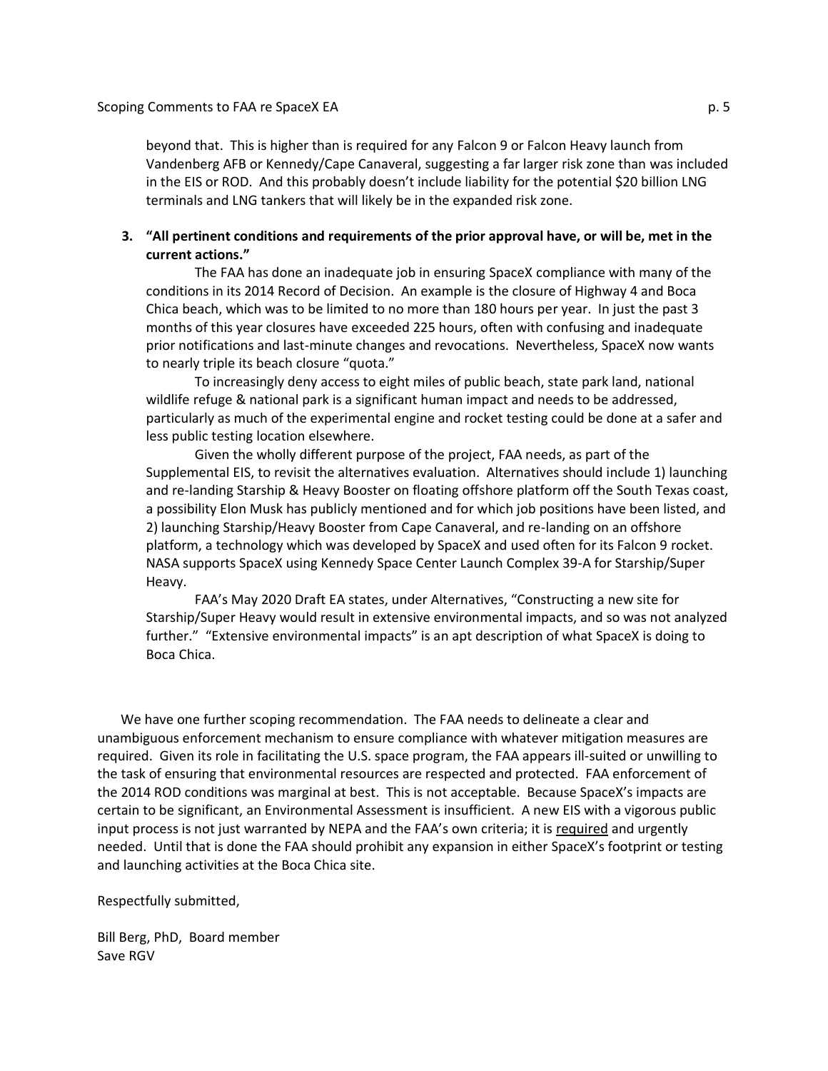beyond that. This is higher than is required for any Falcon 9 or Falcon Heavy launch from Vandenberg AFB or Kennedy/Cape Canaveral, suggesting a far larger risk zone than was included in the EIS or ROD. And this probably doesn't include liability for the potential $20 billion LNG terminals and LNG tankers that will likely be in the expanded risk zone.

3. **"All pertinent conditions and requirements of the prior approval have, or will be, met in the current actions."**

   The FAA has done an inadequate job in ensuring SpaceX compliance with many of the conditions in its 2014 Record of Decision. An example is the closure of Highway 4 and Boca Chica beach, which was to be limited to no more than 180 hours per year. In just the past 3 months of this year closures have exceeded 225 hours, often with confusing and inadequate prior notifications and last-minute changes and revocations. Nevertheless, SpaceX now wants to nearly triple its beach closure "quota."

   To increasingly deny access to eight miles of public beach, state park land, national wildlife refuge & national park is a significant human impact and needs to be addressed, particularly as much of the experimental engine and rocket testing could be done at a safer and less public testing location elsewhere.

   Given the wholly different purpose of the project, FAA needs, as part of the Supplemental EIS, to revisit the alternatives evaluation. Alternatives should include 1) launching and re-landing Starship & Heavy Booster on floating offshore platform off the South Texas coast, a possibility Elon Musk has publicly mentioned and for which job positions have been listed, and 2) launching Starship/Heavy Booster from Cape Canaveral, and re-landing on an offshore platform, a technology which was developed by SpaceX and used often for its Falcon 9 rocket. NASA supports SpaceX using Kennedy Space Center Launch Complex 39-A for Starship/Super Heavy.

   FAA's May 2020 Draft EA states, under Alternatives, "Constructing a new site for Starship/Super Heavy would result in extensive environmental impacts, and so was not analyzed further." "Extensive environmental impacts" is an apt description of what SpaceX is doing to Boca Chica.

We have one further scoping recommendation. The FAA needs to delineate a clear and unambiguous enforcement mechanism to ensure compliance with whatever mitigation measures are required. Given its role in facilitating the U.S. space program, the FAA appears ill-suited or unwilling to the task of ensuring that environmental resources are respected and protected. FAA enforcement of the 2014 ROD conditions was marginal at best. This is not acceptable. Because SpaceX's impacts are certain to be significant, an Environmental Assessment is insufficient. A new EIS with a vigorous public input process is not just warranted by NEPA and the FAA's own criteria; it is <u>required</u> and urgently needed. Until that is done the FAA should prohibit any expansion in either SpaceX's footprint or testing and launching activities at the Boca Chica site.

Respectfully submitted,

Bill Berg, PhD, Board member
Save RGV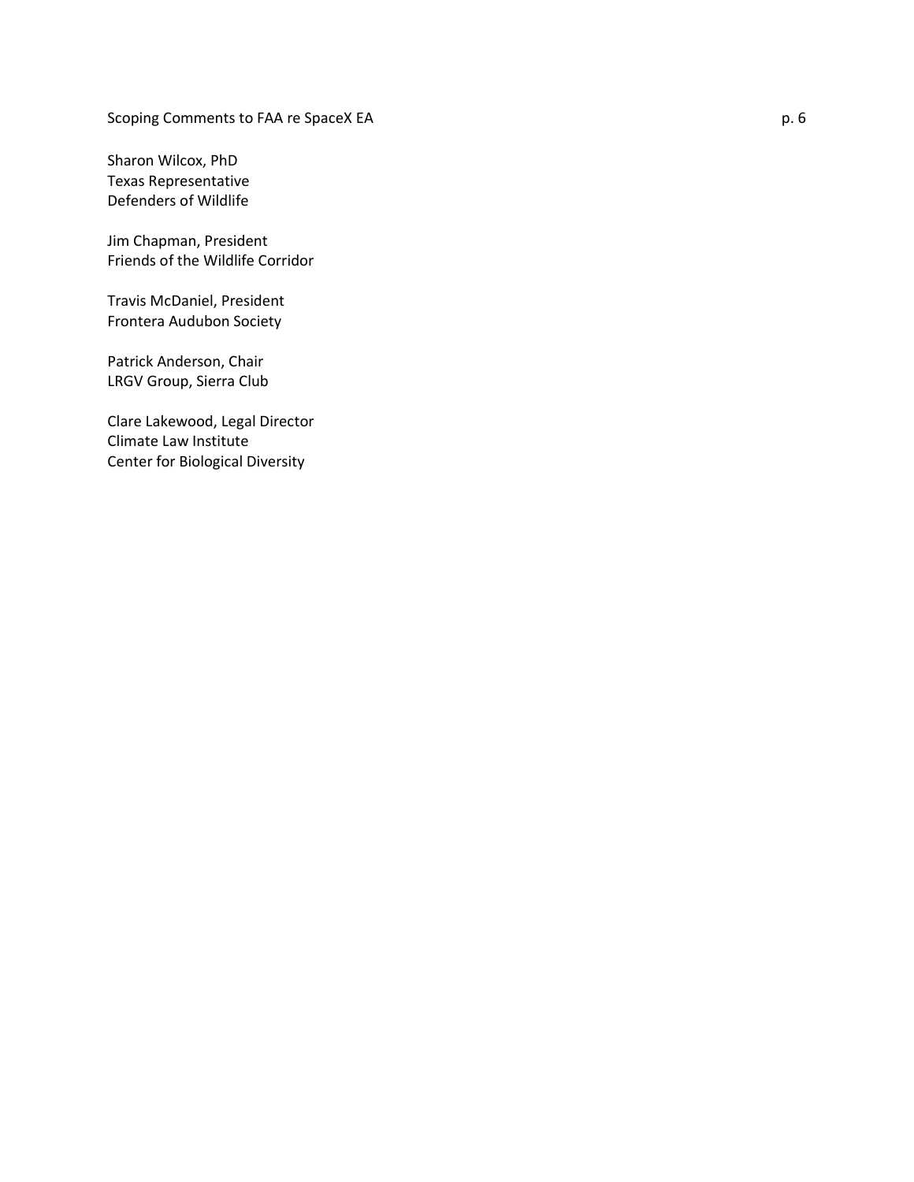Sharon Wilcox, PhD
Texas Representative
Defenders of Wildlife

Jim Chapman, President
Friends of the Wildlife Corridor

Travis McDaniel, President
Frontera Audubon Society

Patrick Anderson, Chair
LRGV Group, Sierra Club

Clare Lakewood, Legal Director
Climate Law Institute
Center for Biological Diversity